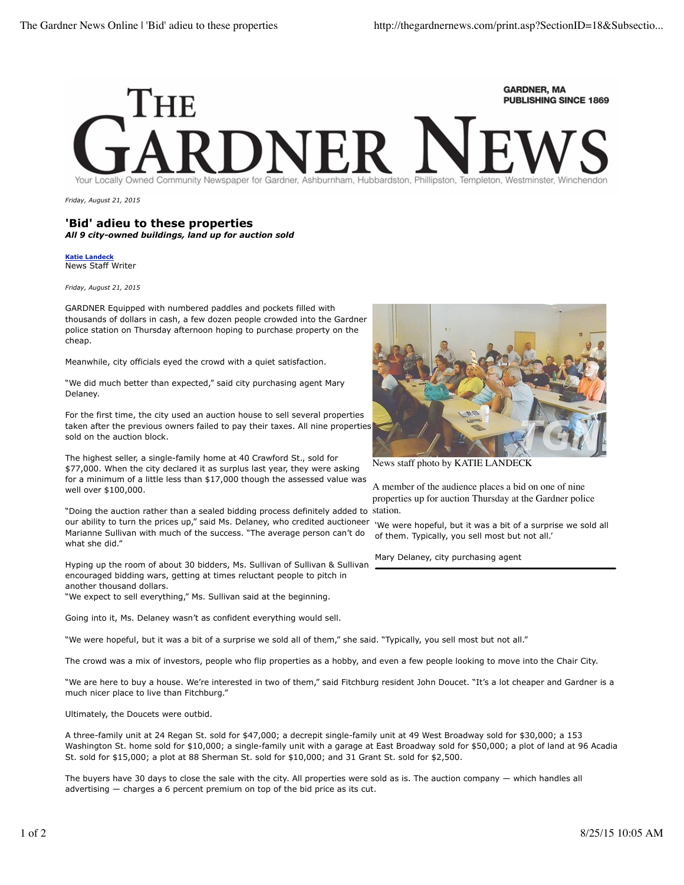# THE GARDNER NEWS

GARDNER, MA
PUBLISHING SINCE 1869

Your Locally Owned Community Newspaper for Gardner, Ashburnham, Hubbardston, Phillipston, Templeton, Westminster, Winchendon

*Friday, August 21, 2015*

## 'Bid' adieu to these properties

***All 9 city-owned buildings, land up for auction sold***

**Katie Landeck**
News Staff Writer

*Friday, August 21, 2015*

GARDNER Equipped with numbered paddles and pockets filled with thousands of dollars in cash, a few dozen people crowded into the Gardner police station on Thursday afternoon hoping to purchase property on the cheap.

Meanwhile, city officials eyed the crowd with a quiet satisfaction.

"We did much better than expected," said city purchasing agent Mary Delaney.

For the first time, the city used an auction house to sell several properties taken after the previous owners failed to pay their taxes. All nine properties sold on the auction block.

The highest seller, a single-family home at 40 Crawford St., sold for $77,000. When the city declared it as surplus last year, they were asking for a minimum of a little less than $17,000 though the assessed value was well over $100,000.

"Doing the auction rather than a sealed bidding process definitely added to our ability to turn the prices up," said Ms. Delaney, who credited auctioneer Marianne Sullivan with much of the success. "The average person can't do what she did."

Hyping up the room of about 30 bidders, Ms. Sullivan of Sullivan & Sullivan encouraged bidding wars, getting at times reluctant people to pitch in another thousand dollars.
"We expect to sell everything," Ms. Sullivan said at the beginning.

Going into it, Ms. Delaney wasn't as confident everything would sell.

News staff photo by KATIE LANDECK

A member of the audience places a bid on one of nine properties up for auction Thursday at the Gardner police station.

> 'We were hopeful, but it was a bit of a surprise we sold all of them. Typically, you sell most but not all.'
>
> Mary Delaney, city purchasing agent

"We were hopeful, but it was a bit of a surprise we sold all of them," she said. "Typically, you sell most but not all."

The crowd was a mix of investors, people who flip properties as a hobby, and even a few people looking to move into the Chair City.

"We are here to buy a house. We're interested in two of them," said Fitchburg resident John Doucet. "It's a lot cheaper and Gardner is a much nicer place to live than Fitchburg."

Ultimately, the Doucets were outbid.

A three-family unit at 24 Regan St. sold for $47,000; a decrepit single-family unit at 49 West Broadway sold for $30,000; a 153 Washington St. home sold for $10,000; a single-family unit with a garage at East Broadway sold for $50,000; a plot of land at 96 Acadia St. sold for $15,000; a plot at 88 Sherman St. sold for $10,000; and 31 Grant St. sold for $2,500.

The buyers have 30 days to close the sale with the city. All properties were sold as is. The auction company — which handles all advertising — charges a 6 percent premium on top of the bid price as its cut.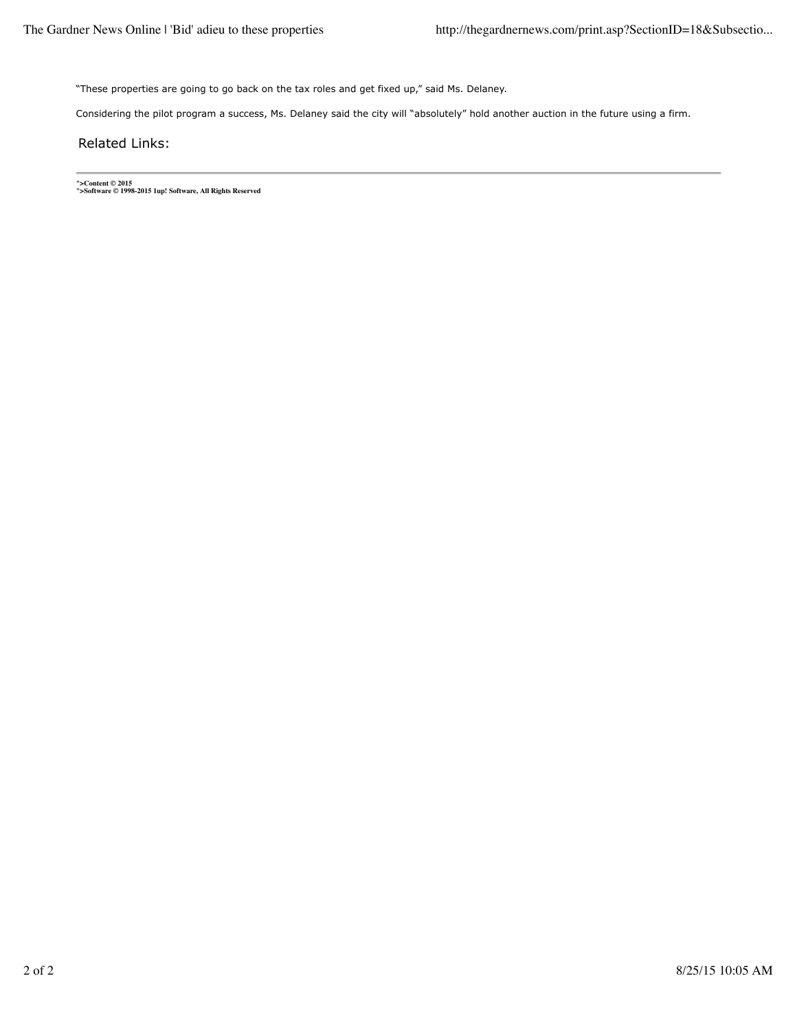"These properties are going to go back on the tax roles and get fixed up," said Ms. Delaney.

Considering the pilot program a success, Ms. Delaney said the city will "absolutely" hold another auction in the future using a firm.

Related Links:

---

">Content © 2015
">Software © 1998-2015 1up! Software, All Rights Reserved